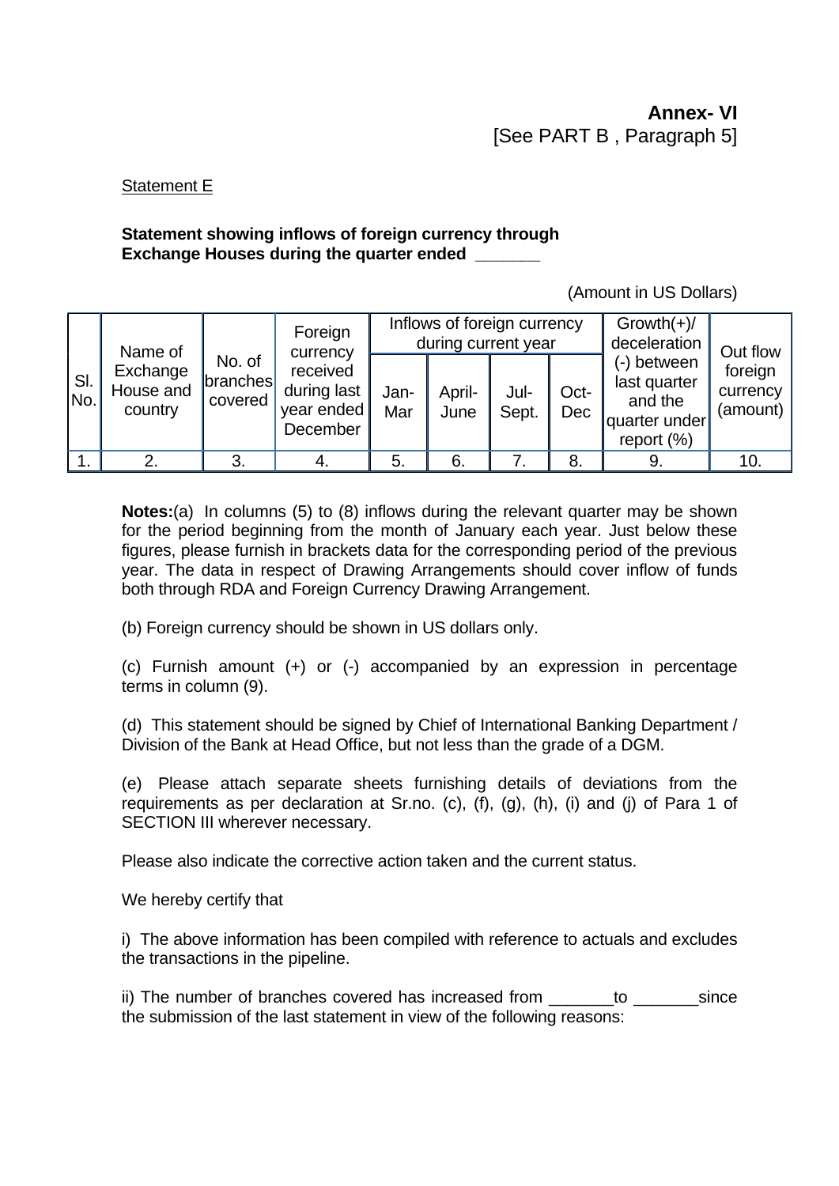**Annex- VI**
[See PART B , Paragraph 5]

Statement E

**Statement showing inflows of foreign currency through Exchange Houses during the quarter ended \_\_\_\_\_\_**

(Amount in US Dollars)

| Sl. No. | Name of Exchange House and country | No. of branches covered | Foreign currency received during last year ended December | Inflows of foreign currency during current year | | | | Growth(+)/ deceleration (-) between last quarter and the quarter under report (%) | Out flow foreign currency (amount) |
|---|---|---|---|---|---|---|---|---|---|
| | | | | Jan-Mar | April-June | Jul-Sept. | Oct-Dec | | |
| 1. | 2. | 3. | 4. | 5. | 6. | 7. | 8. | 9. | 10. |

**Notes:**(a) In columns (5) to (8) inflows during the relevant quarter may be shown for the period beginning from the month of January each year. Just below these figures, please furnish in brackets data for the corresponding period of the previous year. The data in respect of Drawing Arrangements should cover inflow of funds both through RDA and Foreign Currency Drawing Arrangement.

(b) Foreign currency should be shown in US dollars only.

(c) Furnish amount (+) or (-) accompanied by an expression in percentage terms in column (9).

(d) This statement should be signed by Chief of International Banking Department / Division of the Bank at Head Office, but not less than the grade of a DGM.

(e) Please attach separate sheets furnishing details of deviations from the requirements as per declaration at Sr.no. (c), (f), (g), (h), (i) and (j) of Para 1 of SECTION III wherever necessary.

Please also indicate the corrective action taken and the current status.

We hereby certify that

i) The above information has been compiled with reference to actuals and excludes the transactions in the pipeline.

ii) The number of branches covered has increased from \_\_\_\_\_\_\_to \_\_\_\_\_\_\_since the submission of the last statement in view of the following reasons: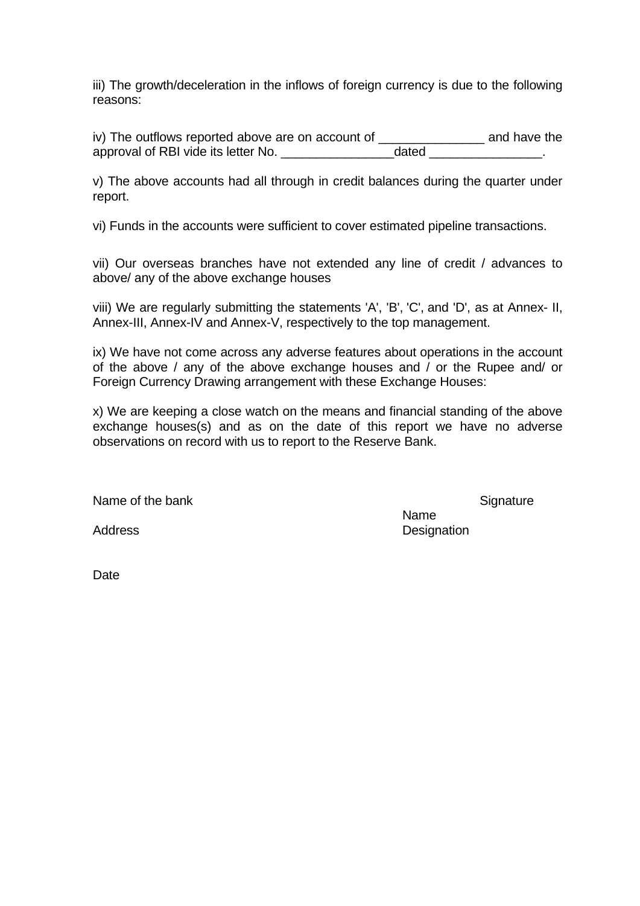iii) The growth/deceleration in the inflows of foreign currency is due to the following reasons:

iv) The outflows reported above are on account of _______________ and have the approval of RBI vide its letter No. ________________dated ________________.

v) The above accounts had all through in credit balances during the quarter under report.

vi) Funds in the accounts were sufficient to cover estimated pipeline transactions.

vii) Our overseas branches have not extended any line of credit / advances to above/ any of the above exchange houses

viii) We are regularly submitting the statements 'A', 'B', 'C', and 'D', as at Annex- II, Annex-III, Annex-IV and Annex-V, respectively to the top management.

ix) We have not come across any adverse features about operations in the account of the above / any of the above exchange houses and / or the Rupee and/ or Foreign Currency Drawing arrangement with these Exchange Houses:

x) We are keeping a close watch on the means and financial standing of the above exchange houses(s) and as on the date of this report we have no adverse observations on record with us to report to the Reserve Bank.

Name of the bank

Address

Date

Signature

Name

Designation